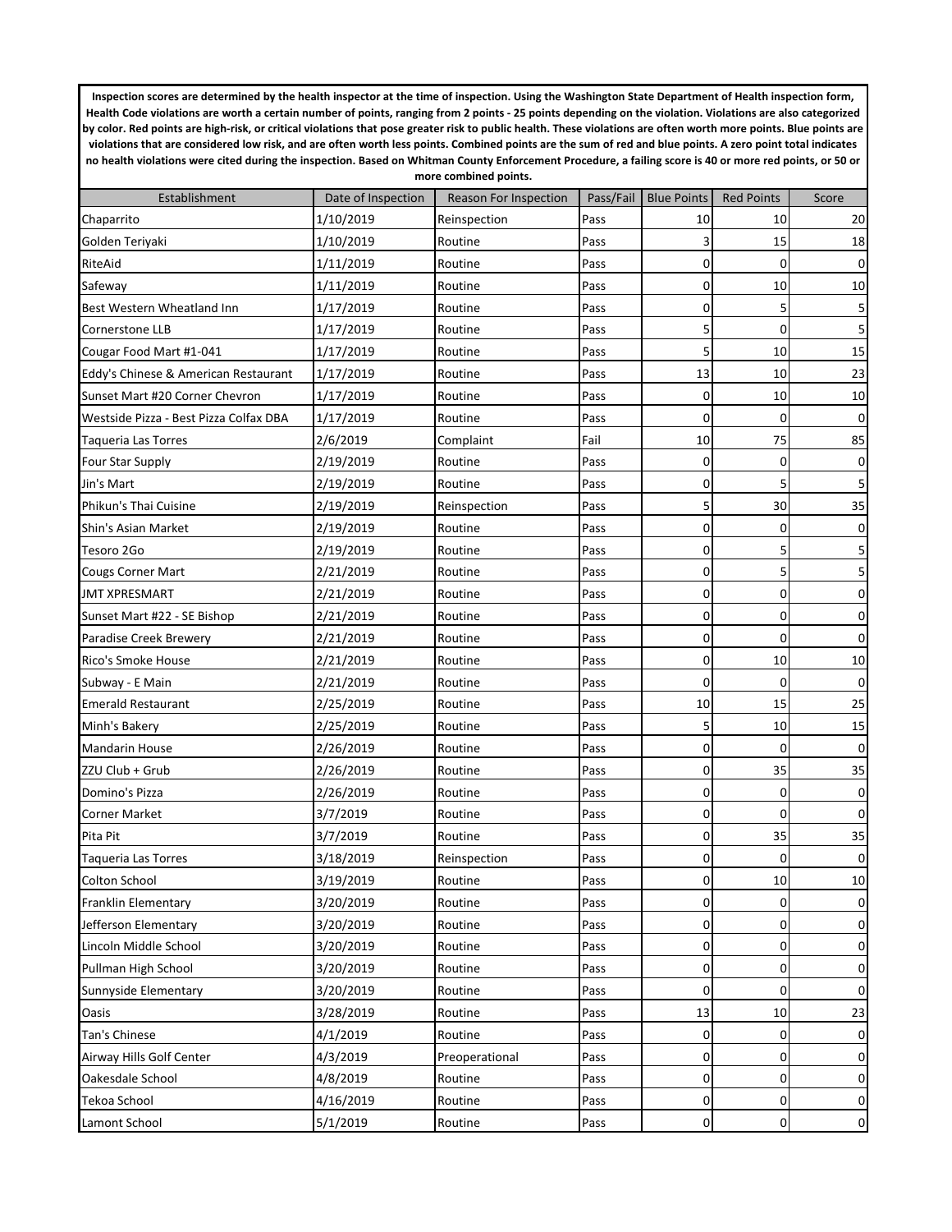**Inspection scores are determined by the health inspector at the time of inspection. Using the Washington State Department of Health inspection form, Health Code violations are worth a certain number of points, ranging from 2 points - 25 points depending on the violation. Violations are also categorized by color. Red points are high-risk, or critical violations that pose greater risk to public health. These violations are often worth more points. Blue points are violations that are considered low risk, and are often worth less points. Combined points are the sum of red and blue points. A zero point total indicates no health violations were cited during the inspection. Based on Whitman County Enforcement Procedure, a failing score is 40 or more red points, or 50 or more combined points.**

| Establishment | Date of Inspection | Reason For Inspection | Pass/Fail | Blue Points | Red Points | Score |
|---|---|---|---|---|---|---|
| Chaparrito | 1/10/2019 | Reinspection | Pass | 10 | 10 | 20 |
| Golden Teriyaki | 1/10/2019 | Routine | Pass | 3 | 15 | 18 |
| RiteAid | 1/11/2019 | Routine | Pass | 0 | 0 | 0 |
| Safeway | 1/11/2019 | Routine | Pass | 0 | 10 | 10 |
| Best Western Wheatland Inn | 1/17/2019 | Routine | Pass | 0 | 5 | 5 |
| Cornerstone LLB | 1/17/2019 | Routine | Pass | 5 | 0 | 5 |
| Cougar Food Mart #1-041 | 1/17/2019 | Routine | Pass | 5 | 10 | 15 |
| Eddy's Chinese & American Restaurant | 1/17/2019 | Routine | Pass | 13 | 10 | 23 |
| Sunset Mart #20 Corner Chevron | 1/17/2019 | Routine | Pass | 0 | 10 | 10 |
| Westside Pizza - Best Pizza Colfax DBA | 1/17/2019 | Routine | Pass | 0 | 0 | 0 |
| Taqueria Las Torres | 2/6/2019 | Complaint | Fail | 10 | 75 | 85 |
| Four Star Supply | 2/19/2019 | Routine | Pass | 0 | 0 | 0 |
| Jin's Mart | 2/19/2019 | Routine | Pass | 0 | 5 | 5 |
| Phikun's Thai Cuisine | 2/19/2019 | Reinspection | Pass | 5 | 30 | 35 |
| Shin's Asian Market | 2/19/2019 | Routine | Pass | 0 | 0 | 0 |
| Tesoro 2Go | 2/19/2019 | Routine | Pass | 0 | 5 | 5 |
| Cougs Corner Mart | 2/21/2019 | Routine | Pass | 0 | 5 | 5 |
| JMT XPRESMART | 2/21/2019 | Routine | Pass | 0 | 0 | 0 |
| Sunset Mart #22 - SE Bishop | 2/21/2019 | Routine | Pass | 0 | 0 | 0 |
| Paradise Creek Brewery | 2/21/2019 | Routine | Pass | 0 | 0 | 0 |
| Rico's Smoke House | 2/21/2019 | Routine | Pass | 0 | 10 | 10 |
| Subway - E Main | 2/21/2019 | Routine | Pass | 0 | 0 | 0 |
| Emerald Restaurant | 2/25/2019 | Routine | Pass | 10 | 15 | 25 |
| Minh's Bakery | 2/25/2019 | Routine | Pass | 5 | 10 | 15 |
| Mandarin House | 2/26/2019 | Routine | Pass | 0 | 0 | 0 |
| ZZU Club + Grub | 2/26/2019 | Routine | Pass | 0 | 35 | 35 |
| Domino's Pizza | 2/26/2019 | Routine | Pass | 0 | 0 | 0 |
| Corner Market | 3/7/2019 | Routine | Pass | 0 | 0 | 0 |
| Pita Pit | 3/7/2019 | Routine | Pass | 0 | 35 | 35 |
| Taqueria Las Torres | 3/18/2019 | Reinspection | Pass | 0 | 0 | 0 |
| Colton School | 3/19/2019 | Routine | Pass | 0 | 10 | 10 |
| Franklin Elementary | 3/20/2019 | Routine | Pass | 0 | 0 | 0 |
| Jefferson Elementary | 3/20/2019 | Routine | Pass | 0 | 0 | 0 |
| Lincoln Middle School | 3/20/2019 | Routine | Pass | 0 | 0 | 0 |
| Pullman High School | 3/20/2019 | Routine | Pass | 0 | 0 | 0 |
| Sunnyside Elementary | 3/20/2019 | Routine | Pass | 0 | 0 | 0 |
| Oasis | 3/28/2019 | Routine | Pass | 13 | 10 | 23 |
| Tan's Chinese | 4/1/2019 | Routine | Pass | 0 | 0 | 0 |
| Airway Hills Golf Center | 4/3/2019 | Preoperational | Pass | 0 | 0 | 0 |
| Oakesdale School | 4/8/2019 | Routine | Pass | 0 | 0 | 0 |
| Tekoa School | 4/16/2019 | Routine | Pass | 0 | 0 | 0 |
| Lamont School | 5/1/2019 | Routine | Pass | 0 | 0 | 0 |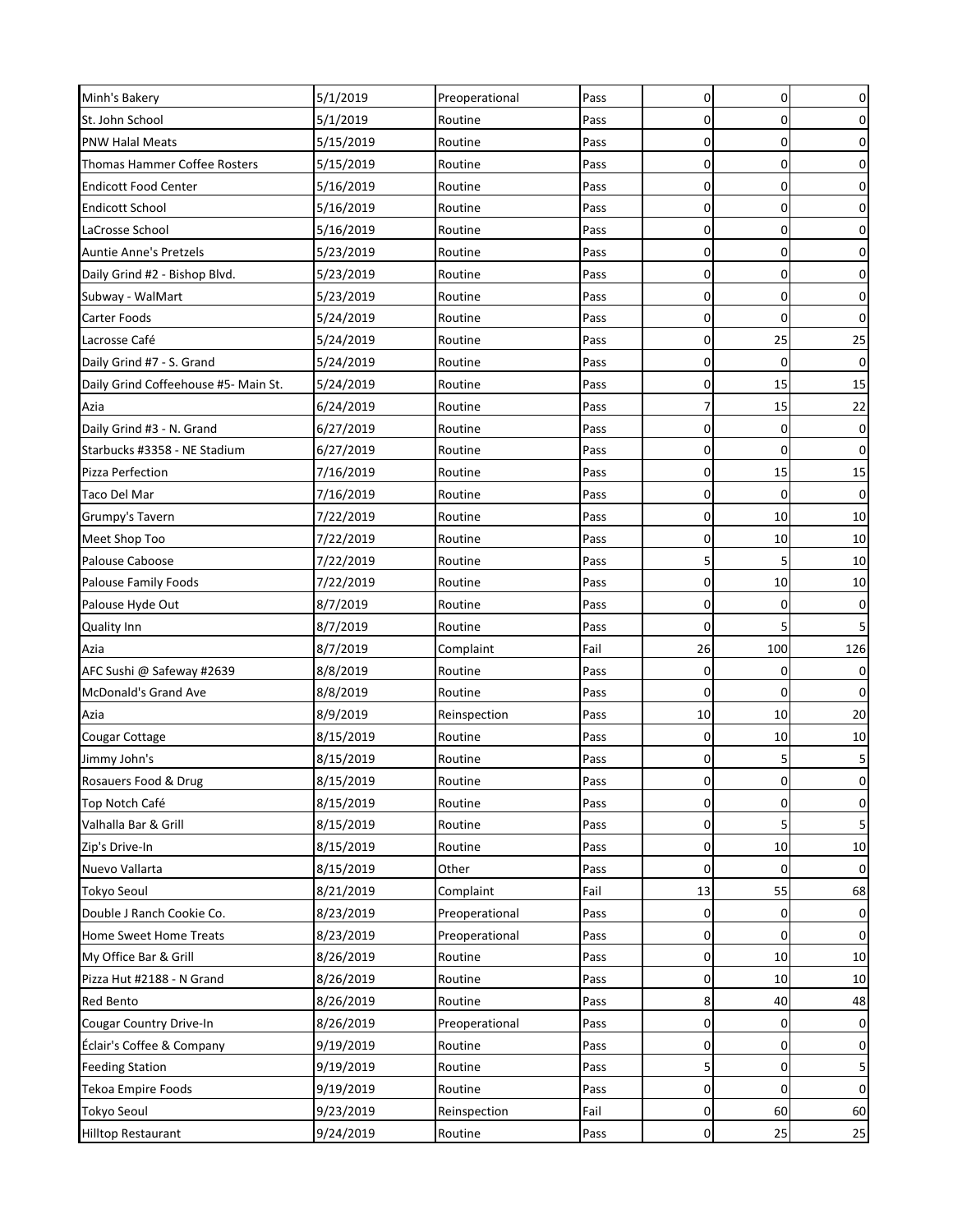| | | | | | | |
|---|---|---|---|---|---|---|
| Minh's Bakery | 5/1/2019 | Preoperational | Pass | 0 | 0 | 0 |
| St. John School | 5/1/2019 | Routine | Pass | 0 | 0 | 0 |
| PNW Halal Meats | 5/15/2019 | Routine | Pass | 0 | 0 | 0 |
| Thomas Hammer Coffee Rosters | 5/15/2019 | Routine | Pass | 0 | 0 | 0 |
| Endicott Food Center | 5/16/2019 | Routine | Pass | 0 | 0 | 0 |
| Endicott School | 5/16/2019 | Routine | Pass | 0 | 0 | 0 |
| LaCrosse School | 5/16/2019 | Routine | Pass | 0 | 0 | 0 |
| Auntie Anne's Pretzels | 5/23/2019 | Routine | Pass | 0 | 0 | 0 |
| Daily Grind #2 - Bishop Blvd. | 5/23/2019 | Routine | Pass | 0 | 0 | 0 |
| Subway - WalMart | 5/23/2019 | Routine | Pass | 0 | 0 | 0 |
| Carter Foods | 5/24/2019 | Routine | Pass | 0 | 0 | 0 |
| Lacrosse Café | 5/24/2019 | Routine | Pass | 0 | 25 | 25 |
| Daily Grind #7 - S. Grand | 5/24/2019 | Routine | Pass | 0 | 0 | 0 |
| Daily Grind Coffeehouse #5- Main St. | 5/24/2019 | Routine | Pass | 0 | 15 | 15 |
| Azia | 6/24/2019 | Routine | Pass | 7 | 15 | 22 |
| Daily Grind #3 - N. Grand | 6/27/2019 | Routine | Pass | 0 | 0 | 0 |
| Starbucks #3358 - NE Stadium | 6/27/2019 | Routine | Pass | 0 | 0 | 0 |
| Pizza Perfection | 7/16/2019 | Routine | Pass | 0 | 15 | 15 |
| Taco Del Mar | 7/16/2019 | Routine | Pass | 0 | 0 | 0 |
| Grumpy's Tavern | 7/22/2019 | Routine | Pass | 0 | 10 | 10 |
| Meet Shop Too | 7/22/2019 | Routine | Pass | 0 | 10 | 10 |
| Palouse Caboose | 7/22/2019 | Routine | Pass | 5 | 5 | 10 |
| Palouse Family Foods | 7/22/2019 | Routine | Pass | 0 | 10 | 10 |
| Palouse Hyde Out | 8/7/2019 | Routine | Pass | 0 | 0 | 0 |
| Quality Inn | 8/7/2019 | Routine | Pass | 0 | 5 | 5 |
| Azia | 8/7/2019 | Complaint | Fail | 26 | 100 | 126 |
| AFC Sushi @ Safeway #2639 | 8/8/2019 | Routine | Pass | 0 | 0 | 0 |
| McDonald's Grand Ave | 8/8/2019 | Routine | Pass | 0 | 0 | 0 |
| Azia | 8/9/2019 | Reinspection | Pass | 10 | 10 | 20 |
| Cougar Cottage | 8/15/2019 | Routine | Pass | 0 | 10 | 10 |
| Jimmy John's | 8/15/2019 | Routine | Pass | 0 | 5 | 5 |
| Rosauers Food & Drug | 8/15/2019 | Routine | Pass | 0 | 0 | 0 |
| Top Notch Café | 8/15/2019 | Routine | Pass | 0 | 0 | 0 |
| Valhalla Bar & Grill | 8/15/2019 | Routine | Pass | 0 | 5 | 5 |
| Zip's Drive-In | 8/15/2019 | Routine | Pass | 0 | 10 | 10 |
| Nuevo Vallarta | 8/15/2019 | Other | Pass | 0 | 0 | 0 |
| Tokyo Seoul | 8/21/2019 | Complaint | Fail | 13 | 55 | 68 |
| Double J Ranch Cookie Co. | 8/23/2019 | Preoperational | Pass | 0 | 0 | 0 |
| Home Sweet Home Treats | 8/23/2019 | Preoperational | Pass | 0 | 0 | 0 |
| My Office Bar & Grill | 8/26/2019 | Routine | Pass | 0 | 10 | 10 |
| Pizza Hut #2188 - N Grand | 8/26/2019 | Routine | Pass | 0 | 10 | 10 |
| Red Bento | 8/26/2019 | Routine | Pass | 8 | 40 | 48 |
| Cougar Country Drive-In | 8/26/2019 | Preoperational | Pass | 0 | 0 | 0 |
| Éclair's Coffee & Company | 9/19/2019 | Routine | Pass | 0 | 0 | 0 |
| Feeding Station | 9/19/2019 | Routine | Pass | 5 | 0 | 5 |
| Tekoa Empire Foods | 9/19/2019 | Routine | Pass | 0 | 0 | 0 |
| Tokyo Seoul | 9/23/2019 | Reinspection | Fail | 0 | 60 | 60 |
| Hilltop Restaurant | 9/24/2019 | Routine | Pass | 0 | 25 | 25 |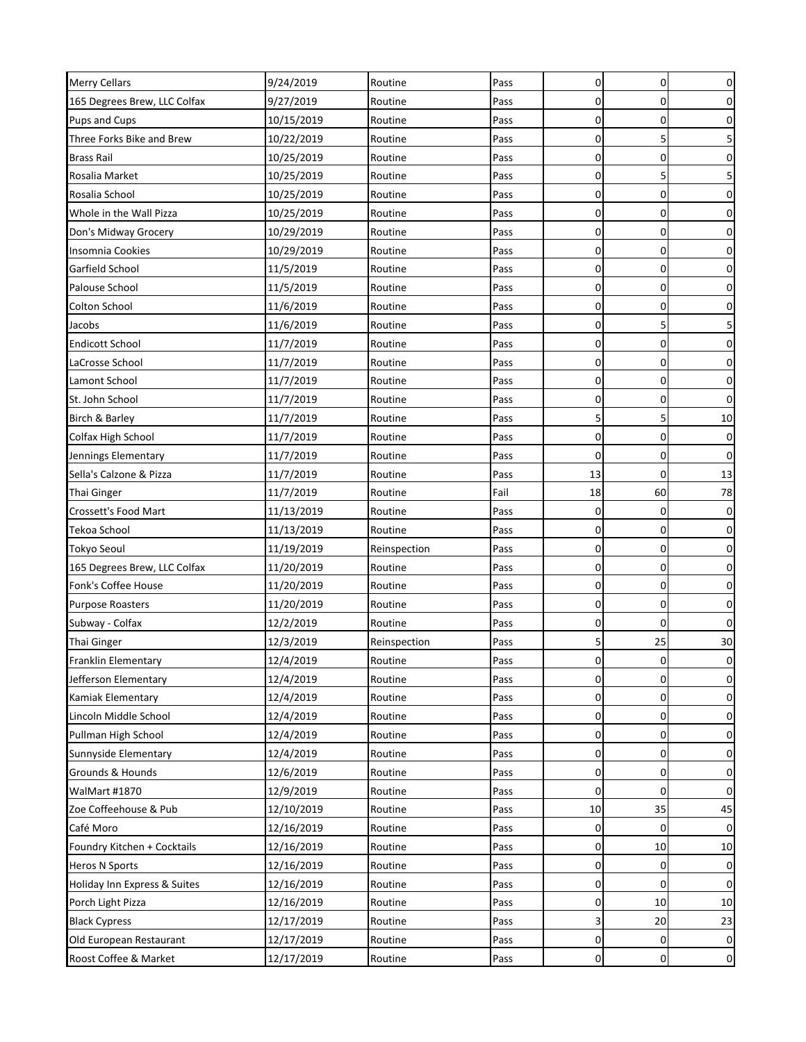| | | | | | | |
|---|---|---|---|---|---|---|
| Merry Cellars | 9/24/2019 | Routine | Pass | 0 | 0 | 0 |
| 165 Degrees Brew, LLC Colfax | 9/27/2019 | Routine | Pass | 0 | 0 | 0 |
| Pups and Cups | 10/15/2019 | Routine | Pass | 0 | 0 | 0 |
| Three Forks Bike and Brew | 10/22/2019 | Routine | Pass | 0 | 5 | 5 |
| Brass Rail | 10/25/2019 | Routine | Pass | 0 | 0 | 0 |
| Rosalia Market | 10/25/2019 | Routine | Pass | 0 | 5 | 5 |
| Rosalia School | 10/25/2019 | Routine | Pass | 0 | 0 | 0 |
| Whole in the Wall Pizza | 10/25/2019 | Routine | Pass | 0 | 0 | 0 |
| Don's Midway Grocery | 10/29/2019 | Routine | Pass | 0 | 0 | 0 |
| Insomnia Cookies | 10/29/2019 | Routine | Pass | 0 | 0 | 0 |
| Garfield School | 11/5/2019 | Routine | Pass | 0 | 0 | 0 |
| Palouse School | 11/5/2019 | Routine | Pass | 0 | 0 | 0 |
| Colton School | 11/6/2019 | Routine | Pass | 0 | 0 | 0 |
| Jacobs | 11/6/2019 | Routine | Pass | 0 | 5 | 5 |
| Endicott School | 11/7/2019 | Routine | Pass | 0 | 0 | 0 |
| LaCrosse School | 11/7/2019 | Routine | Pass | 0 | 0 | 0 |
| Lamont School | 11/7/2019 | Routine | Pass | 0 | 0 | 0 |
| St. John School | 11/7/2019 | Routine | Pass | 0 | 0 | 0 |
| Birch & Barley | 11/7/2019 | Routine | Pass | 5 | 5 | 10 |
| Colfax High School | 11/7/2019 | Routine | Pass | 0 | 0 | 0 |
| Jennings Elementary | 11/7/2019 | Routine | Pass | 0 | 0 | 0 |
| Sella's Calzone & Pizza | 11/7/2019 | Routine | Pass | 13 | 0 | 13 |
| Thai Ginger | 11/7/2019 | Routine | Fail | 18 | 60 | 78 |
| Crossett's Food Mart | 11/13/2019 | Routine | Pass | 0 | 0 | 0 |
| Tekoa School | 11/13/2019 | Routine | Pass | 0 | 0 | 0 |
| Tokyo Seoul | 11/19/2019 | Reinspection | Pass | 0 | 0 | 0 |
| 165 Degrees Brew, LLC Colfax | 11/20/2019 | Routine | Pass | 0 | 0 | 0 |
| Fonk's Coffee House | 11/20/2019 | Routine | Pass | 0 | 0 | 0 |
| Purpose Roasters | 11/20/2019 | Routine | Pass | 0 | 0 | 0 |
| Subway - Colfax | 12/2/2019 | Routine | Pass | 0 | 0 | 0 |
| Thai Ginger | 12/3/2019 | Reinspection | Pass | 5 | 25 | 30 |
| Franklin Elementary | 12/4/2019 | Routine | Pass | 0 | 0 | 0 |
| Jefferson Elementary | 12/4/2019 | Routine | Pass | 0 | 0 | 0 |
| Kamiak Elementary | 12/4/2019 | Routine | Pass | 0 | 0 | 0 |
| Lincoln Middle School | 12/4/2019 | Routine | Pass | 0 | 0 | 0 |
| Pullman High School | 12/4/2019 | Routine | Pass | 0 | 0 | 0 |
| Sunnyside Elementary | 12/4/2019 | Routine | Pass | 0 | 0 | 0 |
| Grounds & Hounds | 12/6/2019 | Routine | Pass | 0 | 0 | 0 |
| WalMart #1870 | 12/9/2019 | Routine | Pass | 0 | 0 | 0 |
| Zoe Coffeehouse & Pub | 12/10/2019 | Routine | Pass | 10 | 35 | 45 |
| Café Moro | 12/16/2019 | Routine | Pass | 0 | 0 | 0 |
| Foundry Kitchen + Cocktails | 12/16/2019 | Routine | Pass | 0 | 10 | 10 |
| Heros N Sports | 12/16/2019 | Routine | Pass | 0 | 0 | 0 |
| Holiday Inn Express & Suites | 12/16/2019 | Routine | Pass | 0 | 0 | 0 |
| Porch Light Pizza | 12/16/2019 | Routine | Pass | 0 | 10 | 10 |
| Black Cypress | 12/17/2019 | Routine | Pass | 3 | 20 | 23 |
| Old European Restaurant | 12/17/2019 | Routine | Pass | 0 | 0 | 0 |
| Roost Coffee & Market | 12/17/2019 | Routine | Pass | 0 | 0 | 0 |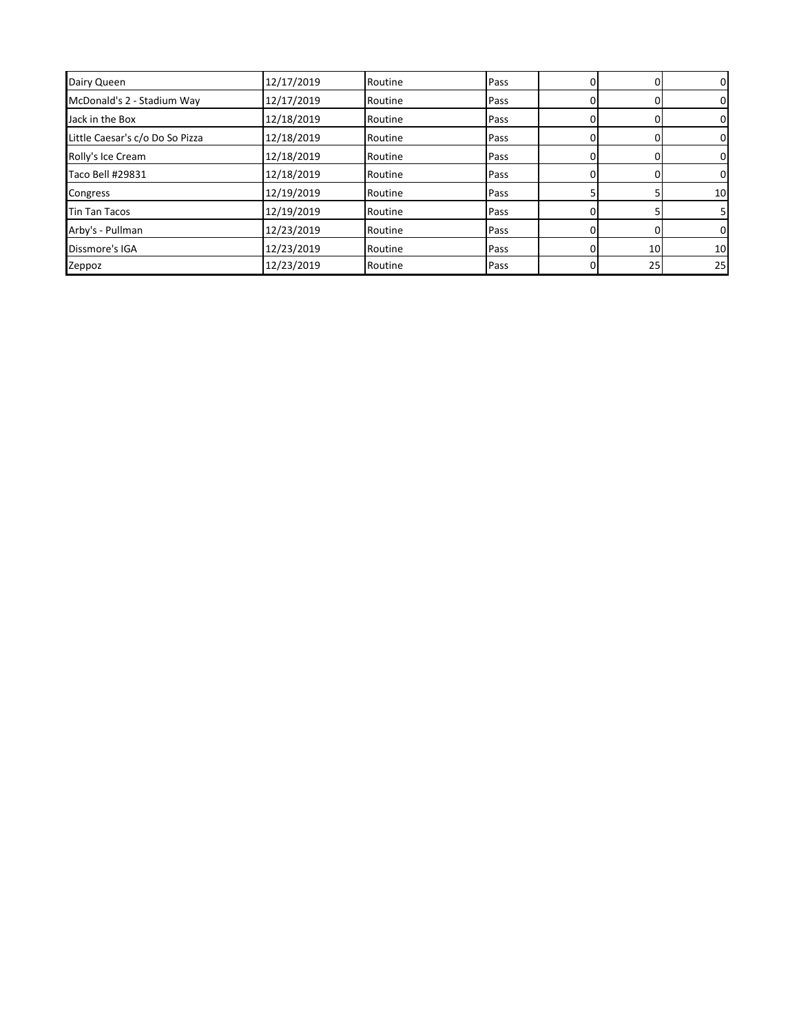| | | | | | | |
|---|---|---|---|---|---|---|
| Dairy Queen | 12/17/2019 | Routine | Pass | 0 | 0 | 0 |
| McDonald's 2 - Stadium Way | 12/17/2019 | Routine | Pass | 0 | 0 | 0 |
| Jack in the Box | 12/18/2019 | Routine | Pass | 0 | 0 | 0 |
| Little Caesar's c/o Do So Pizza | 12/18/2019 | Routine | Pass | 0 | 0 | 0 |
| Rolly's Ice Cream | 12/18/2019 | Routine | Pass | 0 | 0 | 0 |
| Taco Bell #29831 | 12/18/2019 | Routine | Pass | 0 | 0 | 0 |
| Congress | 12/19/2019 | Routine | Pass | 5 | 5 | 10 |
| Tin Tan Tacos | 12/19/2019 | Routine | Pass | 0 | 5 | 5 |
| Arby's - Pullman | 12/23/2019 | Routine | Pass | 0 | 0 | 0 |
| Dissmore's IGA | 12/23/2019 | Routine | Pass | 0 | 10 | 10 |
| Zeppoz | 12/23/2019 | Routine | Pass | 0 | 25 | 25 |